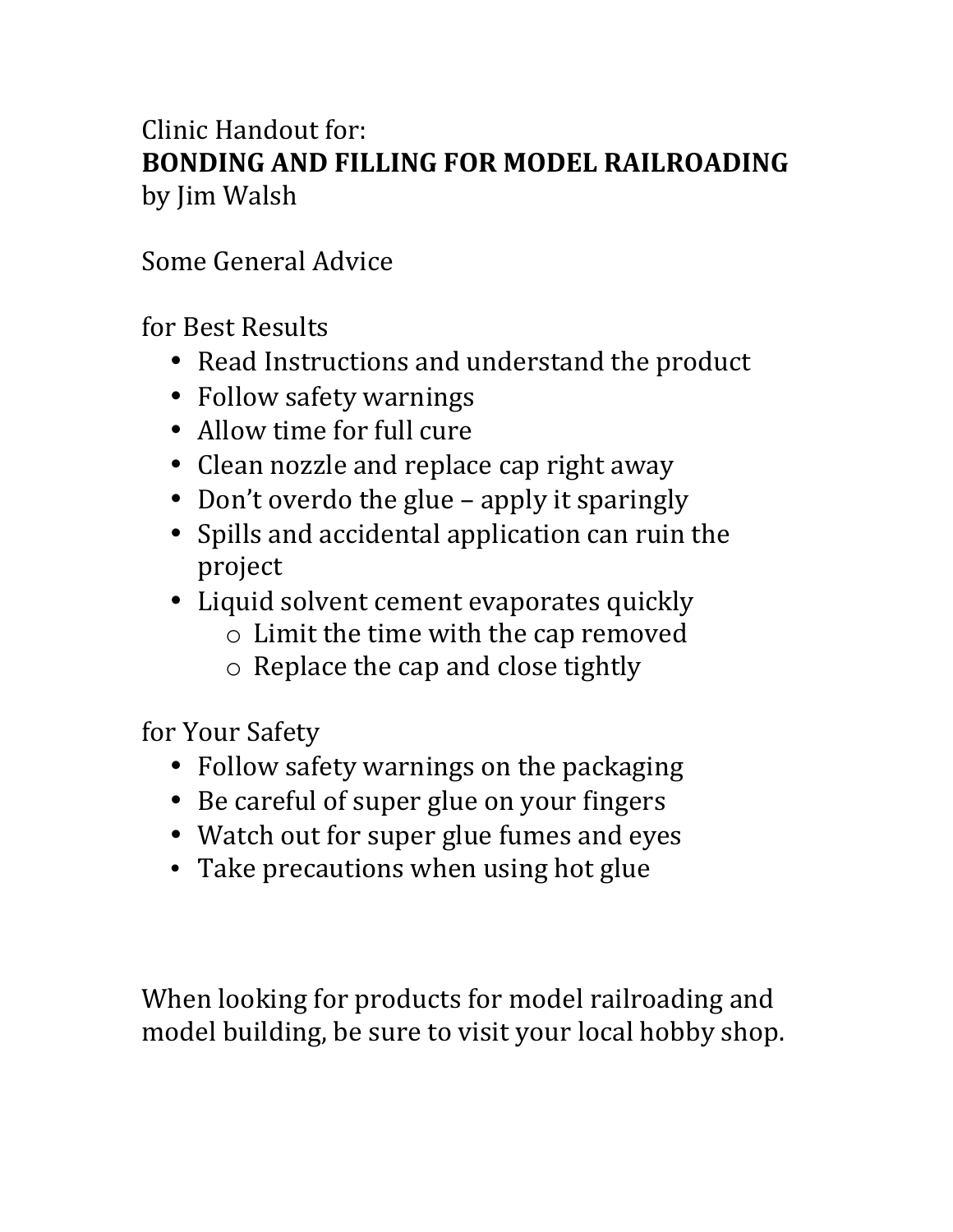Clinic Handout for:

# BONDING AND FILLING FOR MODEL RAILROADING

by Jim Walsh

Some General Advice

for Best Results

- Read Instructions and understand the product
- Follow safety warnings
- Allow time for full cure
- Clean nozzle and replace cap right away
- Don't overdo the glue – apply it sparingly
- Spills and accidental application can ruin the project
- Liquid solvent cement evaporates quickly
    - Limit the time with the cap removed
    - Replace the cap and close tightly

for Your Safety

- Follow safety warnings on the packaging
- Be careful of super glue on your fingers
- Watch out for super glue fumes and eyes
- Take precautions when using hot glue

When looking for products for model railroading and model building, be sure to visit your local hobby shop.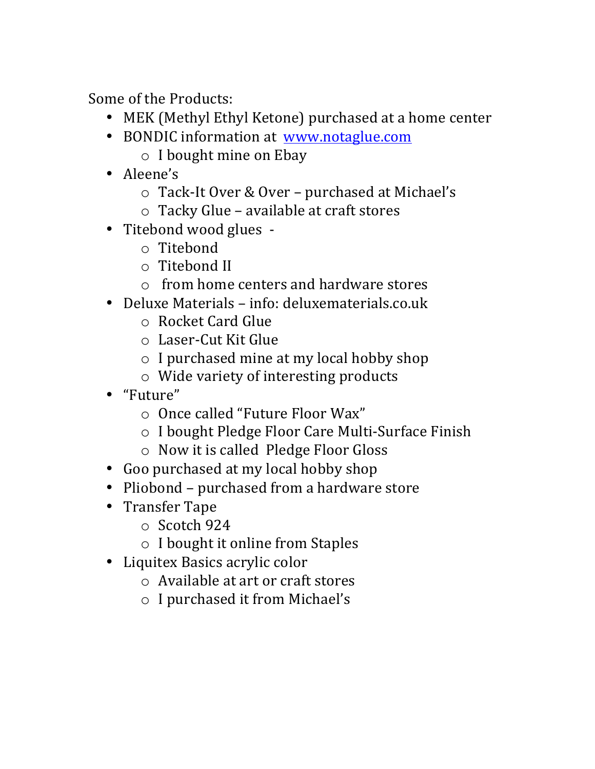Some of the Products:

- MEK (Methyl Ethyl Ketone) purchased at a home center
- BONDIC information at [www.notaglue.com](http://www.notaglue.com)
  - I bought mine on Ebay
- Aleene's
  - Tack-It Over & Over – purchased at Michael's
  - Tacky Glue – available at craft stores
- Titebond wood glues -
  - Titebond
  - Titebond II
  - from home centers and hardware stores
- Deluxe Materials – info: deluxematerials.co.uk
  - Rocket Card Glue
  - Laser-Cut Kit Glue
  - I purchased mine at my local hobby shop
  - Wide variety of interesting products
- "Future"
  - Once called "Future Floor Wax"
  - I bought Pledge Floor Care Multi-Surface Finish
  - Now it is called Pledge Floor Gloss
- Goo purchased at my local hobby shop
- Pliobond – purchased from a hardware store
- Transfer Tape
  - Scotch 924
  - I bought it online from Staples
- Liquitex Basics acrylic color
  - Available at art or craft stores
  - I purchased it from Michael's